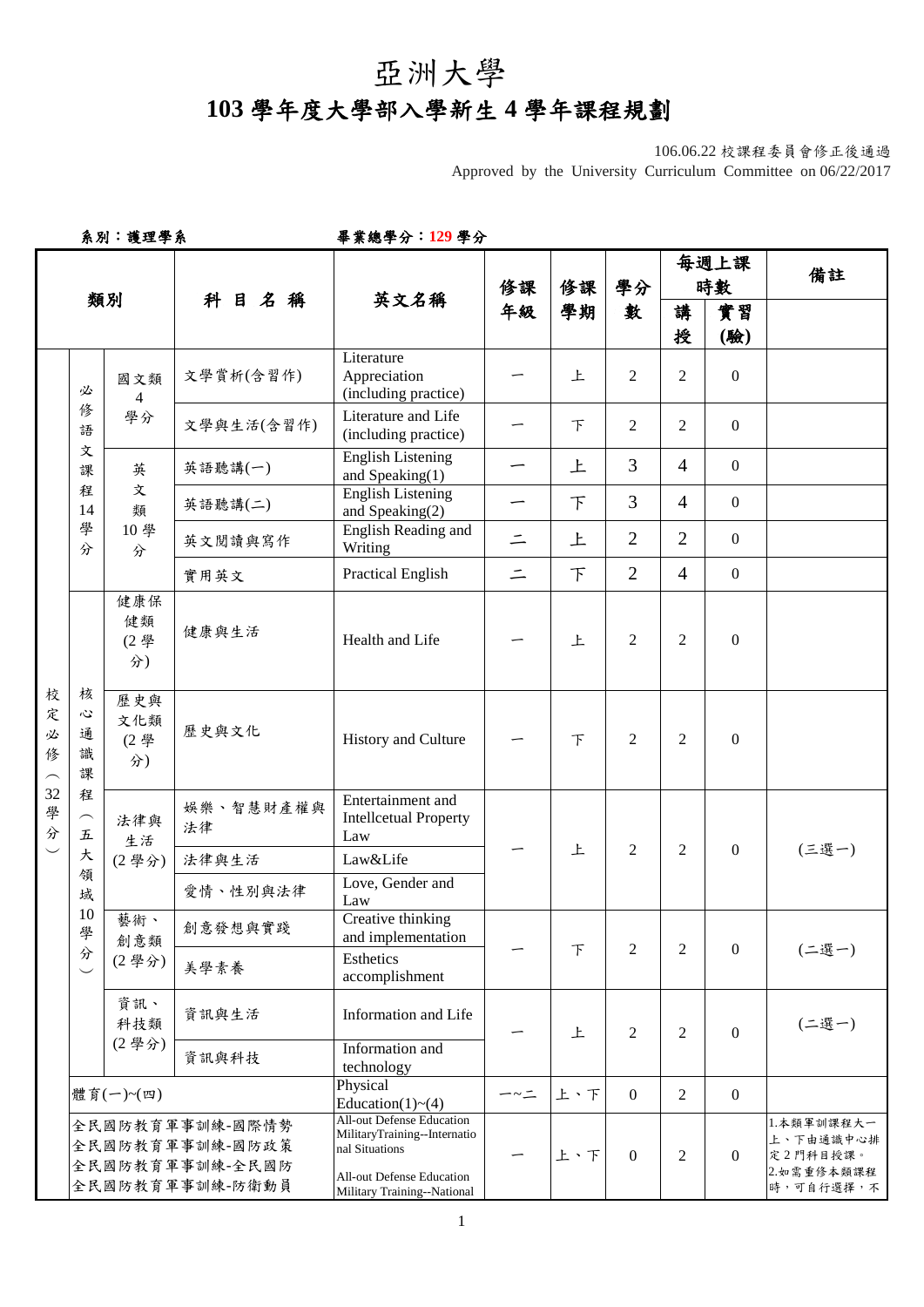# 亞洲大學

# 103 學年度大學部入學新生 4 學年課程規劃

106.06.22 校課程委員會修正後通過
Approved by the University Curriculum Committee on 06/22/2017

系別：護理學系　　　　　　　畢業總學分：**129** 學分

| 類別 | | | 科目名稱 | 英文名稱 | 修課年級 | 修課學期 | 學分數 | 每週上課時數 | | 備註 |
|---|---|---|---|---|---|---|---|---|---|---|
| | | | | | | | | 講授 | 實習(驗) | |
| 校定必修（32學分） | 必修語文課程14學分 | 國文類4學分 | 文學賞析(含習作) | Literature Appreciation (including practice) | 一 | 上 | 2 | 2 | 0 | |
| | | | 文學與生活(含習作) | Literature and Life (including practice) | 一 | 下 | 2 | 2 | 0 | |
| | | 英文類10學分 | 英語聽講(一) | English Listening and Speaking(1) | 一 | 上 | 3 | 4 | 0 | |
| | | | 英語聽講(二) | English Listening and Speaking(2) | 一 | 下 | 3 | 4 | 0 | |
| | | | 英文閱讀與寫作 | English Reading and Writing | 二 | 上 | 2 | 2 | 0 | |
| | | | 實用英文 | Practical English | 二 | 下 | 2 | 4 | 0 | |
| | 核心通識課程（五大領域10學分） | 健康保健類(2學分) | 健康與生活 | Health and Life | 一 | 上 | 2 | 2 | 0 | |
| | | 歷史與文化類(2學分) | 歷史與文化 | History and Culture | 一 | 下 | 2 | 2 | 0 | |
| | | 法律與生活(2學分) | 娛樂、智慧財產權與法律 | Entertainment and Intellcetual Property Law | 一 | 上 | 2 | 2 | 0 | (三選一) |
| | | | 法律與生活 | Law&Life | | | | | | |
| | | | 愛情、性別與法律 | Love, Gender and Law | | | | | | |
| | | 藝術、創意類(2學分) | 創意發想與實踐 | Creative thinking and implementation | 一 | 下 | 2 | 2 | 0 | (二選一) |
| | | | 美學素養 | Esthetics accomplishment | | | | | | |
| | | 資訊、科技類(2學分) | 資訊與生活 | Information and Life | 一 | 上 | 2 | 2 | 0 | (二選一) |
| | | | 資訊與科技 | Information and technology | | | | | | |
| | 體育(一)~(四) | | | Physical Education(1)~(4) | 一~二 | 上、下 | 0 | 2 | 0 | |
| | 全民國防教育軍事訓練-國際情勢<br>全民國防教育軍事訓練-國防政策<br>全民國防教育軍事訓練-全民國防<br>全民國防教育軍事訓練-防衛動員 | | | All-out Defense Education MilitaryTraining--International Situations<br>All-out Defense Education Military Training--National | 一 | 上、下 | 0 | 2 | 0 | 1.本類軍訓課程大一上、下由通識中心排定2門科目授課。<br>2.如需重修本類課程時，可自行選擇，不 |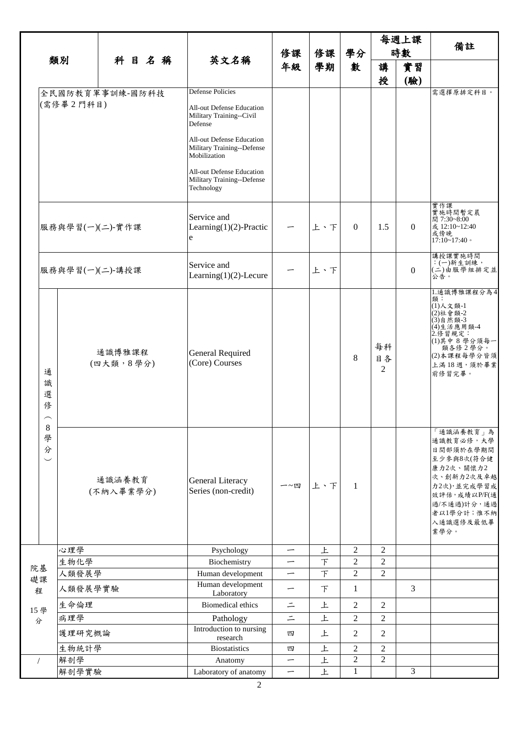| 類別 | | 科目名稱 | 英文名稱 | 修課年級 | 修課學期 | 學分數 | 每週上課時數 | | 備註 |
|---|---|---|---|---|---|---|---|---|---|
| | | | | | | | 講授 | 實習(驗) | |
| 全民國防教育軍事訓練-國防科技(需修畢2門科目) | | | Defense Policies<br>All-out Defense Education Military Training--Civil Defense<br>All-out Defense Education Military Training--Defense Mobilization<br>All-out Defense Education Military Training--Defense Technology | | | | | | 需選擇原排定科目。 |
| 服務與學習(一)(二)-實作課 | | | Service and Learning(1)(2)-Practice | 一 | 上、下 | 0 | 1.5 | 0 | 實作課<br>實施時間暫定晨間 7:30~8:00 或 12:10~12:40 或傍晚 17:10~17:40。 |
| 服務與學習(一)(二)-講授課 | | | Service and Learning(1)(2)-Lecure | 一 | 上、下 | | | 0 | 講授課實施時間：(一)新生訓練，(二)由服學組排定並公告。 |
| 通識選修（8學分） | 通識博雅課程(四大類，8學分) | | General Required (Core) Courses | | | 8 | 每科目各2 | | 1.通識博雅課程分為4類：<br>(1)人文類-1<br>(2)社會類-2<br>(3)自然類-3<br>(4)生活應用類-4<br>2.修習規定：<br>(1)其中 8 學分須每一類各修 2 學分。<br>(2)本課程每學分皆須上滿 18 週，須於畢業前修習完畢。 |
| | 通識涵養教育(不納入畢業學分) | | General Literacy Series (non-credit) | 一~四 | 上、下 | 1 | | | 「通識涵養教育」為通識教育必修，大學日間部須於在學期間至少參與8次(符合健康力2次、關懷力2次、創新力2次及卓越力2次)，並完成學習成效評估，成績以P/F(通過/不通過)計分，通過者以1學分計；惟不納入通識選修及最低畢業學分。 |
| 院基礎課程 15學分 | 心理學 | | Psychology | 一 | 上 | 2 | 2 | | |
| | 生物化學 | | Biochemistry | 一 | 下 | 2 | 2 | | |
| | 人類發展學 | | Human development | 一 | 下 | 2 | 2 | | |
| | 人類發展學實驗 | | Human development Laboratory | 一 | 下 | 1 | | 3 | |
| | 生命倫理 | | Biomedical ethics | 二 | 上 | 2 | 2 | | |
| | 病理學 | | Pathology | 二 | 上 | 2 | 2 | | |
| | 護理研究概論 | | Introduction to nursing research | 四 | 上 | 2 | 2 | | |
| | 生物統計學 | | Biostatistics | 四 | 上 | 2 | 2 | | |
| / | 解剖學 | | Anatomy | 一 | 上 | 2 | 2 | | |
| | 解剖學實驗 | | Laboratory of anatomy | 一 | 上 | 1 | | 3 | |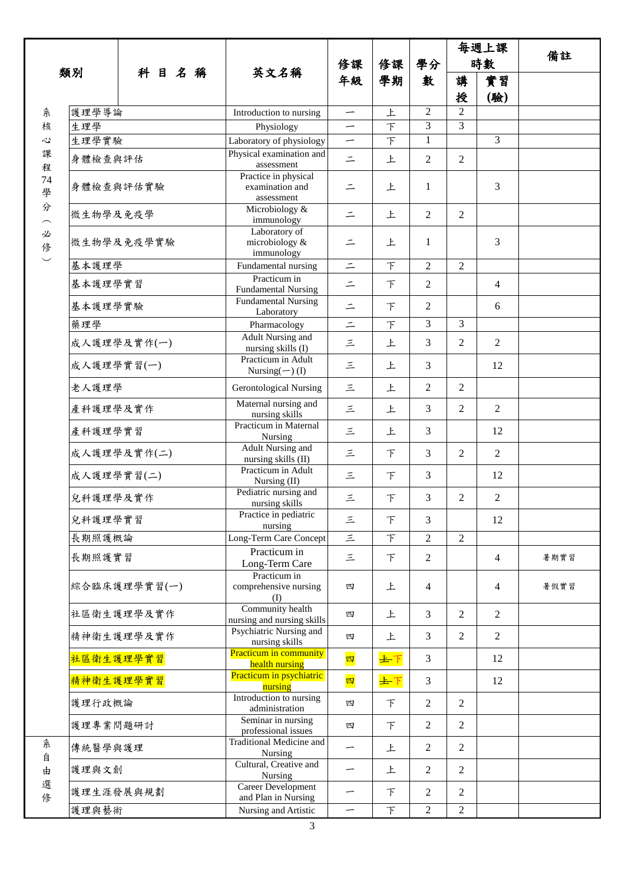| 類別 | 科目名稱 | 英文名稱 | 修課年級 | 修課學期 | 學分數 | 每週上課時數 | | 備註 |
|---|---|---|---|---|---|---|---|---|
| | | | | | | 講授 | 實習(驗) | |
| 系核心課程74學分（必修） | 護理學導論 | Introduction to nursing | 一 | 上 | 2 | 2 | | |
| | 生理學 | Physiology | 一 | 下 | 3 | 3 | | |
| | 生理學實驗 | Laboratory of physiology | 一 | 下 | 1 | | 3 | |
| | 身體檢查與評估 | Physical examination and assessment | 二 | 上 | 2 | 2 | | |
| | 身體檢查與評估實驗 | Practice in physical examination and assessment | 二 | 上 | 1 | | 3 | |
| | 微生物學及免疫學 | Microbiology & immunology | 二 | 上 | 2 | 2 | | |
| | 微生物學及免疫學實驗 | Laboratory of microbiology & immunology | 二 | 上 | 1 | | 3 | |
| | 基本護理學 | Fundamental nursing | 二 | 下 | 2 | 2 | | |
| | 基本護理學實習 | Practicum in Fundamental Nursing | 二 | 下 | 2 | | 4 | |
| | 基本護理學實驗 | Fundamental Nursing Laboratory | 二 | 下 | 2 | | 6 | |
| | 藥理學 | Pharmacology | 二 | 下 | 3 | 3 | | |
| | 成人護理學及實作(一) | Adult Nursing and nursing skills (I) | 三 | 上 | 3 | 2 | 2 | |
| | 成人護理學實習(一) | Practicum in Adult Nursing(一) (I) | 三 | 上 | 3 | | 12 | |
| | 老人護理學 | Gerontological Nursing | 三 | 上 | 2 | 2 | | |
| | 產科護理學及實作 | Maternal nursing and nursing skills | 三 | 上 | 3 | 2 | 2 | |
| | 產科護理學實習 | Practicum in Maternal Nursing | 三 | 上 | 3 | | 12 | |
| | 成人護理學及實作(二) | Adult Nursing and nursing skills (II) | 三 | 下 | 3 | 2 | 2 | |
| | 成人護理學實習(二) | Practicum in Adult Nursing (II) | 三 | 下 | 3 | | 12 | |
| | 兒科護理學及實作 | Pediatric nursing and nursing skills | 三 | 下 | 3 | 2 | 2 | |
| | 兒科護理學實習 | Practice in pediatric nursing | 三 | 下 | 3 | | 12 | |
| | 長期照護概論 | Long-Term Care Concept | 三 | 下 | 2 | 2 | | |
| | 長期照護實習 | Practicum in Long-Term Care | 三 | 下 | 2 | | 4 | 暑期實習 |
| | 綜合臨床護理學實習(一) | Practicum in comprehensive nursing (I) | 四 | 上 | 4 | | 4 | 暑假實習 |
| | 社區衛生護理學及實作 | Community health nursing and nursing skills | 四 | 上 | 3 | 2 | 2 | |
| | 精神衛生護理學及實作 | Psychiatric Nursing and nursing skills | 四 | 上 | 3 | 2 | 2 | |
| | 社區衛生護理學實習 | Practicum in community health nursing | 四 | ~~上~~下 | 3 | | 12 | |
| | 精神衛生護理學實習 | Practicum in psychiatric nursing | 四 | ~~上~~下 | 3 | | 12 | |
| | 護理行政概論 | Introduction to nursing administration | 四 | 下 | 2 | 2 | | |
| | 護理專業問題研討 | Seminar in nursing professional issues | 四 | 下 | 2 | 2 | | |
| 系自由選修 | 傳統醫學與護理 | Traditional Medicine and Nursing | 一 | 上 | 2 | 2 | | |
| | 護理與文創 | Cultural, Creative and Nursing | 一 | 上 | 2 | 2 | | |
| | 護理生涯發展與規劃 | Career Development and Plan in Nursing | 一 | 下 | 2 | 2 | | |
| | 護理與藝術 | Nursing and Artistic | 一 | 下 | 2 | 2 | | |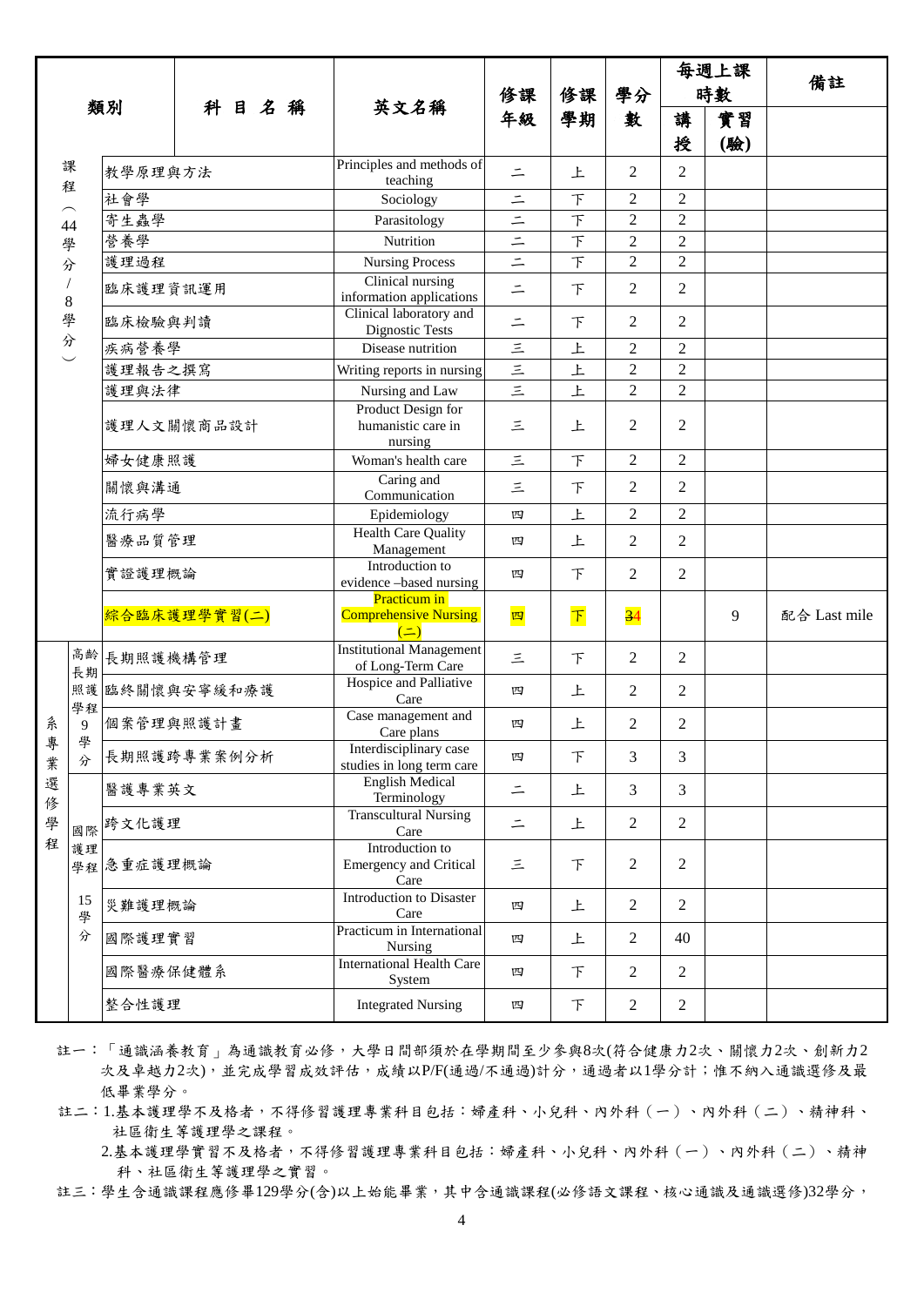| 類別 | | 科 目 名 稱 | 英文名稱 | 修課年級 | 修課學期 | 學分數 | 每週上課時數 | | 備註 |
|---|---|---|---|---|---|---|---|---|---|
| | | | | | | | 講授 | 實習(驗) | |
| 課程（44學分/8學分） | | 教學原理與方法 | Principles and methods of teaching | 二 | 上 | 2 | 2 | | |
| | | 社會學 | Sociology | 二 | 下 | 2 | 2 | | |
| | | 寄生蟲學 | Parasitology | 二 | 下 | 2 | 2 | | |
| | | 營養學 | Nutrition | 二 | 下 | 2 | 2 | | |
| | | 護理過程 | Nursing Process | 二 | 下 | 2 | 2 | | |
| | | 臨床護理資訊運用 | Clinical nursing information applications | 二 | 下 | 2 | 2 | | |
| | | 臨床檢驗與判讀 | Clinical laboratory and Dignostic Tests | 二 | 下 | 2 | 2 | | |
| | | 疾病營養學 | Disease nutrition | 三 | 上 | 2 | 2 | | |
| | | 護理報告之撰寫 | Writing reports in nursing | 三 | 上 | 2 | 2 | | |
| | | 護理與法律 | Nursing and Law | 三 | 上 | 2 | 2 | | |
| | | 護理人文關懷商品設計 | Product Design for humanistic care in nursing | 三 | 上 | 2 | 2 | | |
| | | 婦女健康照護 | Woman's health care | 三 | 下 | 2 | 2 | | |
| | | 關懷與溝通 | Caring and Communication | 三 | 下 | 2 | 2 | | |
| | | 流行病學 | Epidemiology | 四 | 上 | 2 | 2 | | |
| | | 醫療品質管理 | Health Care Quality Management | 四 | 上 | 2 | 2 | | |
| | | 實證護理概論 | Introduction to evidence –based nursing | 四 | 下 | 2 | 2 | | |
| | | 綜合臨床護理學實習(二) | Practicum in Comprehensive Nursing (二) | 四 | 下 | 34 | | 9 | 配合 Last mile |
| 系專業選修學程 | 高齡長期照護學程 9學分 | 長期照護機構管理 | Institutional Management of Long-Term Care | 三 | 下 | 2 | 2 | | |
| | | 臨終關懷與安寧緩和療護 | Hospice and Palliative Care | 四 | 上 | 2 | 2 | | |
| | | 個案管理與照護計畫 | Case management and Care plans | 四 | 上 | 2 | 2 | | |
| | | 長期照護跨專業案例分析 | Interdisciplinary case studies in long term care | 四 | 下 | 3 | 3 | | |
| | 國際護理學程 15學分 | 醫護專業英文 | English Medical Terminology | 二 | 上 | 3 | 3 | | |
| | | 跨文化護理 | Transcultural Nursing Care | 二 | 上 | 2 | 2 | | |
| | | 急重症護理概論 | Introduction to Emergency and Critical Care | 三 | 下 | 2 | 2 | | |
| | | 災難護理概論 | Introduction to Disaster Care | 四 | 上 | 2 | 2 | | |
| | | 國際護理實習 | Practicum in International Nursing | 四 | 上 | 2 | 40 | | |
| | | 國際醫療保健體系 | International Health Care System | 四 | 下 | 2 | 2 | | |
| | | 整合性護理 | Integrated Nursing | 四 | 下 | 2 | 2 | | |

註一：「通識涵養教育」為通識教育必修，大學日間部須於在學期間至少參與8次(符合健康力2次、關懷力2次、創新力2次及卓越力2次)，並完成學習成效評估，成績以P/F(通過/不通過)計分，通過者以1學分計；惟不納入通識選修及最低畢業學分。

註二：1.基本護理學不及格者，不得修習護理專業科目包括：婦產科、小兒科、內外科（一）、內外科（二）、精神科、社區衛生等護理學之課程。

2.基本護理學實習不及格者，不得修習護理專業科目包括：婦產科、小兒科、內外科（一）、內外科（二）、精神科、社區衛生等護理學之實習。

註三：學生含通識課程應修畢129學分(含)以上始能畢業，其中含通識課程(必修語文課程、核心通識及通識選修)32學分，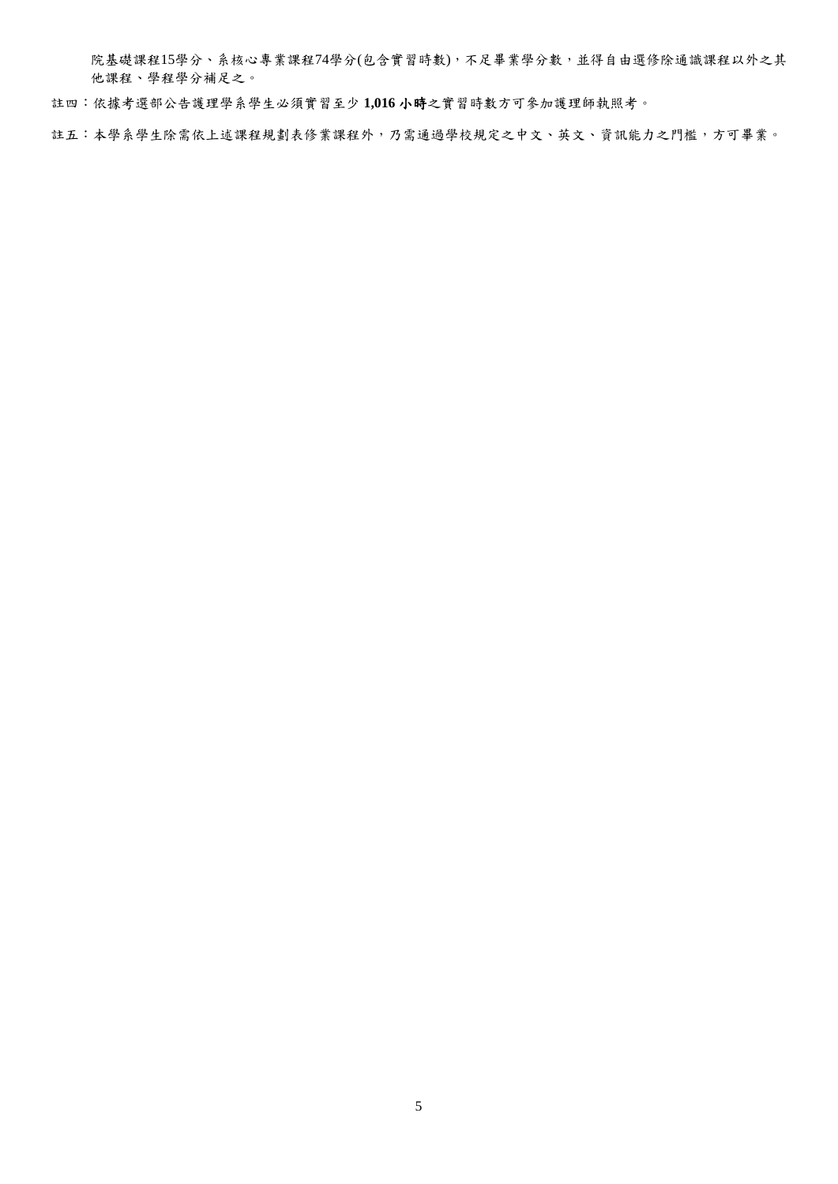院基礎課程15學分、系核心專業課程74學分(包含實習時數)，不足畢業學分數，並得自由選修除通識課程以外之其他課程、學程學分補足之。

註四：依據考選部公告護理學系學生必須實習至少 **1,016 小時**之實習時數方可參加護理師執照考。

註五：本學系學生除需依上述課程規劃表修業課程外，乃需通過學校規定之中文、英文、資訊能力之門檻，方可畢業。